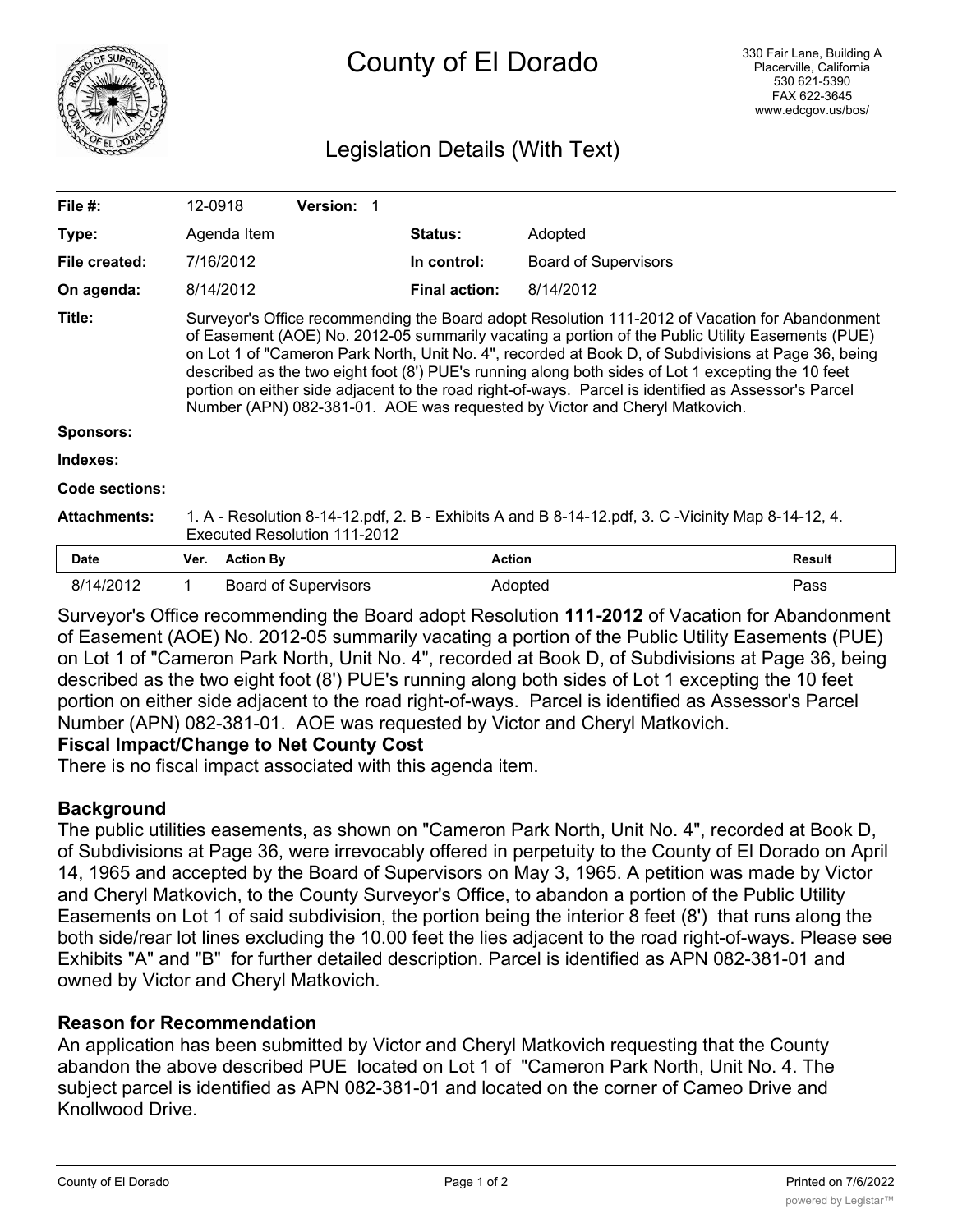# County of El Dorado

330 Fair Lane, Building A
Placerville, California
530 621-5390
FAX 622-3645
www.edcgov.us/bos/

## Legislation Details (With Text)

| | | | |
|---|---|---|---|
| **File #:** | 12-0918 **Version:** 1 | | |
| **Type:** | Agenda Item | **Status:** | Adopted |
| **File created:** | 7/16/2012 | **In control:** | Board of Supervisors |
| **On agenda:** | 8/14/2012 | **Final action:** | 8/14/2012 |

**Title:** Surveyor's Office recommending the Board adopt Resolution 111-2012 of Vacation for Abandonment of Easement (AOE) No. 2012-05 summarily vacating a portion of the Public Utility Easements (PUE) on Lot 1 of "Cameron Park North, Unit No. 4", recorded at Book D, of Subdivisions at Page 36, being described as the two eight foot (8') PUE's running along both sides of Lot 1 excepting the 10 feet portion on either side adjacent to the road right-of-ways. Parcel is identified as Assessor's Parcel Number (APN) 082-381-01. AOE was requested by Victor and Cheryl Matkovich.

**Sponsors:**

**Indexes:**

**Code sections:**

**Attachments:** 1. A - Resolution 8-14-12.pdf, 2. B - Exhibits A and B 8-14-12.pdf, 3. C -Vicinity Map 8-14-12, 4. Executed Resolution 111-2012

| Date | Ver. | Action By | Action | Result |
|---|---|---|---|---|
| 8/14/2012 | 1 | Board of Supervisors | Adopted | Pass |

Surveyor's Office recommending the Board adopt Resolution **111-2012** of Vacation for Abandonment of Easement (AOE) No. 2012-05 summarily vacating a portion of the Public Utility Easements (PUE) on Lot 1 of "Cameron Park North, Unit No. 4", recorded at Book D, of Subdivisions at Page 36, being described as the two eight foot (8') PUE's running along both sides of Lot 1 excepting the 10 feet portion on either side adjacent to the road right-of-ways. Parcel is identified as Assessor's Parcel Number (APN) 082-381-01. AOE was requested by Victor and Cheryl Matkovich.

**Fiscal Impact/Change to Net County Cost**

There is no fiscal impact associated with this agenda item.

**Background**

The public utilities easements, as shown on "Cameron Park North, Unit No. 4", recorded at Book D, of Subdivisions at Page 36, were irrevocably offered in perpetuity to the County of El Dorado on April 14, 1965 and accepted by the Board of Supervisors on May 3, 1965. A petition was made by Victor and Cheryl Matkovich, to the County Surveyor's Office, to abandon a portion of the Public Utility Easements on Lot 1 of said subdivision, the portion being the interior 8 feet (8') that runs along the both side/rear lot lines excluding the 10.00 feet the lies adjacent to the road right-of-ways. Please see Exhibits "A" and "B" for further detailed description. Parcel is identified as APN 082-381-01 and owned by Victor and Cheryl Matkovich.

**Reason for Recommendation**

An application has been submitted by Victor and Cheryl Matkovich requesting that the County abandon the above described PUE located on Lot 1 of "Cameron Park North, Unit No. 4. The subject parcel is identified as APN 082-381-01 and located on the corner of Cameo Drive and Knollwood Drive.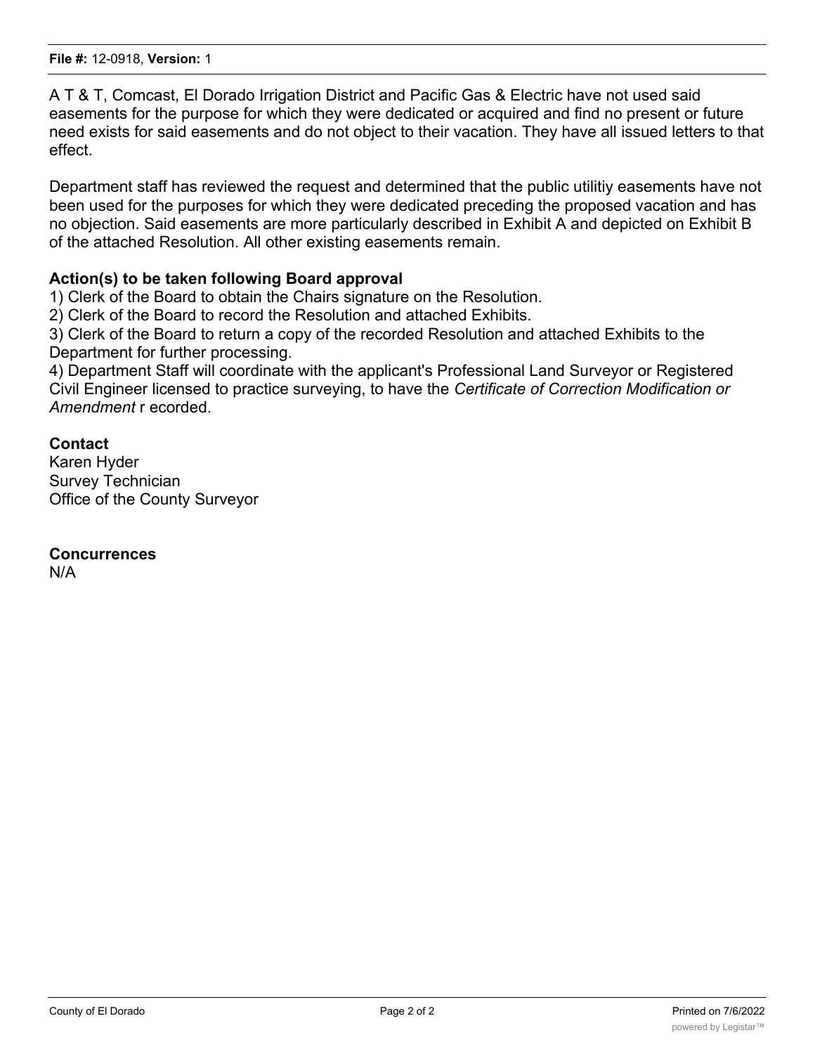A T & T, Comcast, El Dorado Irrigation District and Pacific Gas & Electric have not used said easements for the purpose for which they were dedicated or acquired and find no present or future need exists for said easements and do not object to their vacation. They have all issued letters to that effect.

Department staff has reviewed the request and determined that the public utilitiy easements have not been used for the purposes for which they were dedicated preceding the proposed vacation and has no objection. Said easements are more particularly described in Exhibit A and depicted on Exhibit B of the attached Resolution. All other existing easements remain.

**Action(s) to be taken following Board approval**

1) Clerk of the Board to obtain the Chairs signature on the Resolution.

2) Clerk of the Board to record the Resolution and attached Exhibits.

3) Clerk of the Board to return a copy of the recorded Resolution and attached Exhibits to the Department for further processing.

4) Department Staff will coordinate with the applicant's Professional Land Surveyor or Registered Civil Engineer licensed to practice surveying, to have the *Certificate of Correction Modification or Amendment* r ecorded.

**Contact**

Karen Hyder
Survey Technician
Office of the County Surveyor

**Concurrences**

N/A